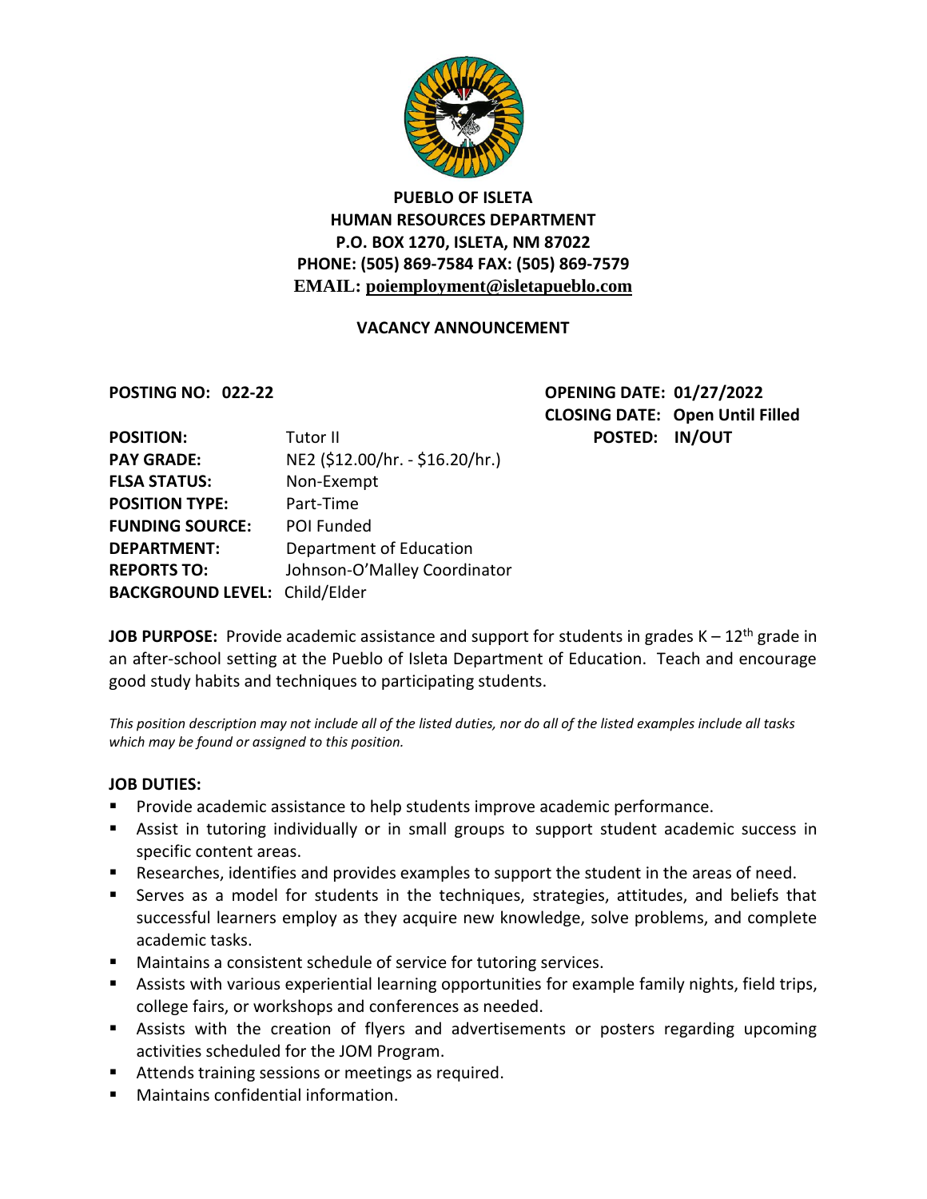**PUEBLO OF ISLETA**
**HUMAN RESOURCES DEPARTMENT**
**P.O. BOX 1270, ISLETA, NM 87022**
**PHONE: (505) 869-7584 FAX: (505) 869-7579**
**EMAIL: poiemployment@isletapueblo.com**

## VACANCY ANNOUNCEMENT

**POSTING NO: 022-22**

**OPENING DATE: 01/27/2022**
**CLOSING DATE: Open Until Filled**
**POSTED: IN/OUT**

**POSITION:** Tutor II
**PAY GRADE:** NE2 ($12.00/hr. - $16.20/hr.)
**FLSA STATUS:** Non-Exempt
**POSITION TYPE:** Part-Time
**FUNDING SOURCE:** POI Funded
**DEPARTMENT:** Department of Education
**REPORTS TO:** Johnson-O'Malley Coordinator
**BACKGROUND LEVEL:** Child/Elder

**JOB PURPOSE:** Provide academic assistance and support for students in grades K – 12th grade in an after-school setting at the Pueblo of Isleta Department of Education. Teach and encourage good study habits and techniques to participating students.

*This position description may not include all of the listed duties, nor do all of the listed examples include all tasks which may be found or assigned to this position.*

**JOB DUTIES:**

- Provide academic assistance to help students improve academic performance.
- Assist in tutoring individually or in small groups to support student academic success in specific content areas.
- Researches, identifies and provides examples to support the student in the areas of need.
- Serves as a model for students in the techniques, strategies, attitudes, and beliefs that successful learners employ as they acquire new knowledge, solve problems, and complete academic tasks.
- Maintains a consistent schedule of service for tutoring services.
- Assists with various experiential learning opportunities for example family nights, field trips, college fairs, or workshops and conferences as needed.
- Assists with the creation of flyers and advertisements or posters regarding upcoming activities scheduled for the JOM Program.
- Attends training sessions or meetings as required.
- Maintains confidential information.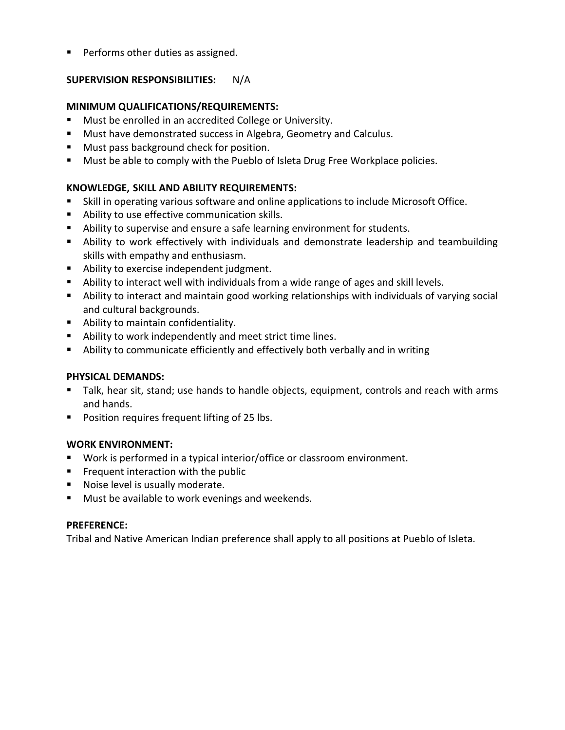- Performs other duties as assigned.

**SUPERVISION RESPONSIBILITIES:** N/A

**MINIMUM QUALIFICATIONS/REQUIREMENTS:**

- Must be enrolled in an accredited College or University.
- Must have demonstrated success in Algebra, Geometry and Calculus.
- Must pass background check for position.
- Must be able to comply with the Pueblo of Isleta Drug Free Workplace policies.

**KNOWLEDGE, SKILL AND ABILITY REQUIREMENTS:**

- Skill in operating various software and online applications to include Microsoft Office.
- Ability to use effective communication skills.
- Ability to supervise and ensure a safe learning environment for students.
- Ability to work effectively with individuals and demonstrate leadership and teambuilding skills with empathy and enthusiasm.
- Ability to exercise independent judgment.
- Ability to interact well with individuals from a wide range of ages and skill levels.
- Ability to interact and maintain good working relationships with individuals of varying social and cultural backgrounds.
- Ability to maintain confidentiality.
- Ability to work independently and meet strict time lines.
- Ability to communicate efficiently and effectively both verbally and in writing

**PHYSICAL DEMANDS:**

- Talk, hear sit, stand; use hands to handle objects, equipment, controls and reach with arms and hands.
- Position requires frequent lifting of 25 lbs.

**WORK ENVIRONMENT:**

- Work is performed in a typical interior/office or classroom environment.
- Frequent interaction with the public
- Noise level is usually moderate.
- Must be available to work evenings and weekends.

**PREFERENCE:**

Tribal and Native American Indian preference shall apply to all positions at Pueblo of Isleta.